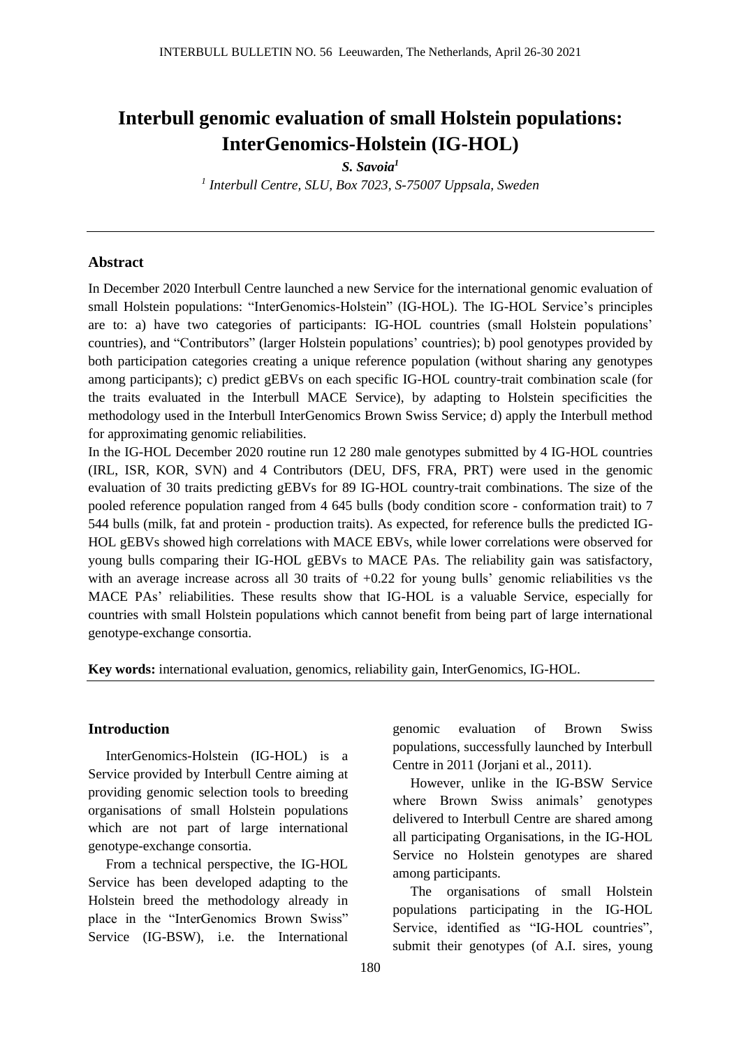# Interbull genomic evaluation of small Holstein populations: InterGenomics-Holstein (IG-HOL)

***S. Savoia***[1]

[1] *Interbull Centre, SLU, Box 7023, S-75007 Uppsala, Sweden*

## Abstract

In December 2020 Interbull Centre launched a new Service for the international genomic evaluation of small Holstein populations: "InterGenomics-Holstein" (IG-HOL). The IG-HOL Service's principles are to: a) have two categories of participants: IG-HOL countries (small Holstein populations' countries), and "Contributors" (larger Holstein populations' countries); b) pool genotypes provided by both participation categories creating a unique reference population (without sharing any genotypes among participants); c) predict gEBVs on each specific IG-HOL country-trait combination scale (for the traits evaluated in the Interbull MACE Service), by adapting to Holstein specificities the methodology used in the Interbull InterGenomics Brown Swiss Service; d) apply the Interbull method for approximating genomic reliabilities.

In the IG-HOL December 2020 routine run 12 280 male genotypes submitted by 4 IG-HOL countries (IRL, ISR, KOR, SVN) and 4 Contributors (DEU, DFS, FRA, PRT) were used in the genomic evaluation of 30 traits predicting gEBVs for 89 IG-HOL country-trait combinations. The size of the pooled reference population ranged from 4 645 bulls (body condition score - conformation trait) to 7 544 bulls (milk, fat and protein - production traits). As expected, for reference bulls the predicted IG-HOL gEBVs showed high correlations with MACE EBVs, while lower correlations were observed for young bulls comparing their IG-HOL gEBVs to MACE PAs. The reliability gain was satisfactory, with an average increase across all 30 traits of +0.22 for young bulls' genomic reliabilities vs the MACE PAs' reliabilities. These results show that IG-HOL is a valuable Service, especially for countries with small Holstein populations which cannot benefit from being part of large international genotype-exchange consortia.

**Key words:** international evaluation, genomics, reliability gain, InterGenomics, IG-HOL.

## Introduction

InterGenomics-Holstein (IG-HOL) is a Service provided by Interbull Centre aiming at providing genomic selection tools to breeding organisations of small Holstein populations which are not part of large international genotype-exchange consortia.

From a technical perspective, the IG-HOL Service has been developed adapting to the Holstein breed the methodology already in place in the "InterGenomics Brown Swiss" Service (IG-BSW), i.e. the International genomic evaluation of Brown Swiss populations, successfully launched by Interbull Centre in 2011 (Jorjani et al., 2011).

However, unlike in the IG-BSW Service where Brown Swiss animals' genotypes delivered to Interbull Centre are shared among all participating Organisations, in the IG-HOL Service no Holstein genotypes are shared among participants.

The organisations of small Holstein populations participating in the IG-HOL Service, identified as "IG-HOL countries", submit their genotypes (of A.I. sires, young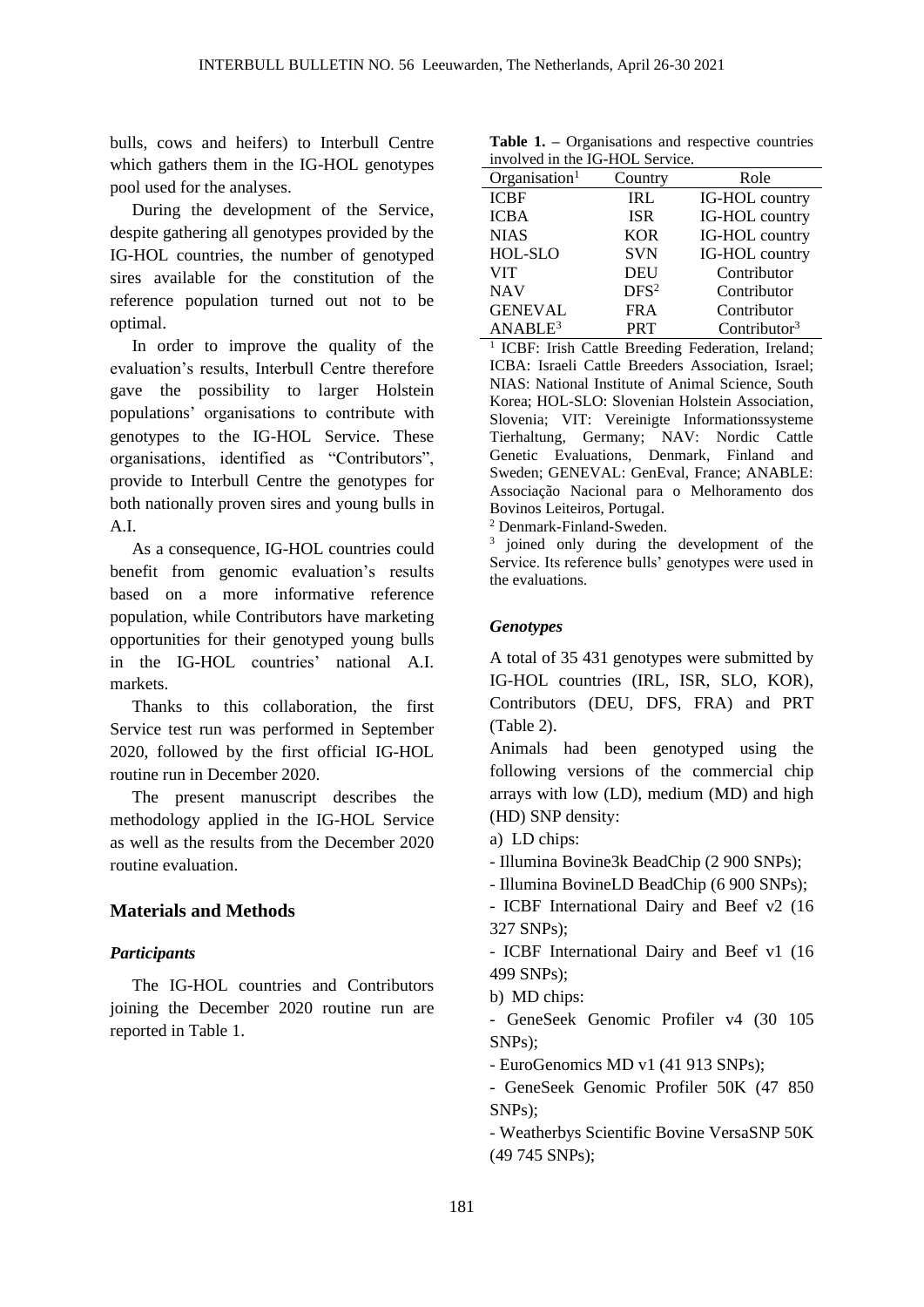bulls, cows and heifers) to Interbull Centre which gathers them in the IG-HOL genotypes pool used for the analyses.

During the development of the Service, despite gathering all genotypes provided by the IG-HOL countries, the number of genotyped sires available for the constitution of the reference population turned out not to be optimal.

In order to improve the quality of the evaluation's results, Interbull Centre therefore gave the possibility to larger Holstein populations' organisations to contribute with genotypes to the IG-HOL Service. These organisations, identified as "Contributors", provide to Interbull Centre the genotypes for both nationally proven sires and young bulls in A.I.

As a consequence, IG-HOL countries could benefit from genomic evaluation's results based on a more informative reference population, while Contributors have marketing opportunities for their genotyped young bulls in the IG-HOL countries' national A.I. markets.

Thanks to this collaboration, the first Service test run was performed in September 2020, followed by the first official IG-HOL routine run in December 2020.

The present manuscript describes the methodology applied in the IG-HOL Service as well as the results from the December 2020 routine evaluation.

## Materials and Methods

### *Participants*

The IG-HOL countries and Contributors joining the December 2020 routine run are reported in Table 1.

**Table 1.** – Organisations and respective countries involved in the IG-HOL Service.

| Organisation[1] | Country | Role |
|---|---|---|
| ICBF | IRL | IG-HOL country |
| ICBA | ISR | IG-HOL country |
| NIAS | KOR | IG-HOL country |
| HOL-SLO | SVN | IG-HOL country |
| VIT | DEU | Contributor |
| NAV | DFS[2] | Contributor |
| GENEVAL | FRA | Contributor |
| ANABLE[3] | PRT | Contributor[3] |

[1] ICBF: Irish Cattle Breeding Federation, Ireland; ICBA: Israeli Cattle Breeders Association, Israel; NIAS: National Institute of Animal Science, South Korea; HOL-SLO: Slovenian Holstein Association, Slovenia; VIT: Vereinigte Informationssysteme Tierhaltung, Germany; NAV: Nordic Cattle Genetic Evaluations, Denmark, Finland and Sweden; GENEVAL: GenEval, France; ANABLE: Associação Nacional para o Melhoramento dos Bovinos Leiteiros, Portugal.

[2] Denmark-Finland-Sweden.

[3] joined only during the development of the Service. Its reference bulls' genotypes were used in the evaluations.

### *Genotypes*

A total of 35 431 genotypes were submitted by IG-HOL countries (IRL, ISR, SLO, KOR), Contributors (DEU, DFS, FRA) and PRT (Table 2).

Animals had been genotyped using the following versions of the commercial chip arrays with low (LD), medium (MD) and high (HD) SNP density:

a) LD chips:

- Illumina Bovine3k BeadChip (2 900 SNPs);
- Illumina BovineLD BeadChip (6 900 SNPs);
- ICBF International Dairy and Beef v2 (16 327 SNPs);
- ICBF International Dairy and Beef v1 (16 499 SNPs);

b) MD chips:

- GeneSeek Genomic Profiler v4 (30 105 SNPs);
- EuroGenomics MD v1 (41 913 SNPs);
- GeneSeek Genomic Profiler 50K (47 850 SNPs);
- Weatherbys Scientific Bovine VersaSNP 50K (49 745 SNPs);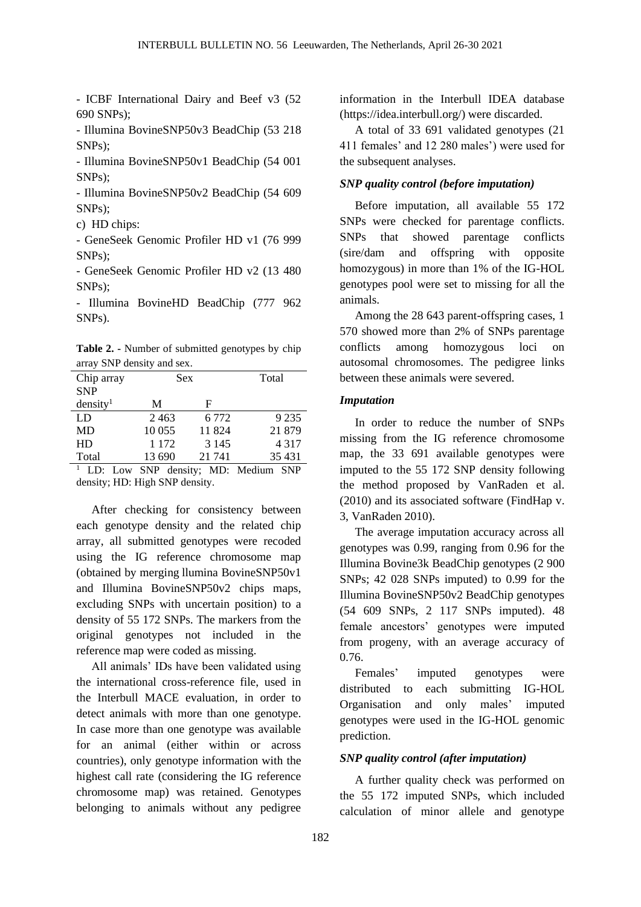- ICBF International Dairy and Beef v3 (52 690 SNPs);

- Illumina BovineSNP50v3 BeadChip (53 218 SNPs);

- Illumina BovineSNP50v1 BeadChip (54 001 SNPs);

- Illumina BovineSNP50v2 BeadChip (54 609 SNPs);

c) HD chips:

- GeneSeek Genomic Profiler HD v1 (76 999 SNPs);

- GeneSeek Genomic Profiler HD v2 (13 480 SNPs);

- Illumina BovineHD BeadChip (777 962 SNPs).

**Table 2.** - Number of submitted genotypes by chip array SNP density and sex.

| Chip array SNP density[1] | Sex | | Total |
|---|---|---|---|
| | M | F | |
| LD | 2 463 | 6 772 | 9 235 |
| MD | 10 055 | 11 824 | 21 879 |
| HD | 1 172 | 3 145 | 4 317 |
| Total | 13 690 | 21 741 | 35 431 |

[1] LD: Low SNP density; MD: Medium SNP density; HD: High SNP density.

After checking for consistency between each genotype density and the related chip array, all submitted genotypes were recoded using the IG reference chromosome map (obtained by merging llumina BovineSNP50v1 and Illumina BovineSNP50v2 chips maps, excluding SNPs with uncertain position) to a density of 55 172 SNPs. The markers from the original genotypes not included in the reference map were coded as missing.

All animals' IDs have been validated using the international cross-reference file, used in the Interbull MACE evaluation, in order to detect animals with more than one genotype. In case more than one genotype was available for an animal (either within or across countries), only genotype information with the highest call rate (considering the IG reference chromosome map) was retained. Genotypes belonging to animals without any pedigree information in the Interbull IDEA database (https://idea.interbull.org/) were discarded.

A total of 33 691 validated genotypes (21 411 females' and 12 280 males') were used for the subsequent analyses.

### *SNP quality control (before imputation)*

Before imputation, all available 55 172 SNPs were checked for parentage conflicts. SNPs that showed parentage conflicts (sire/dam and offspring with opposite homozygous) in more than 1% of the IG-HOL genotypes pool were set to missing for all the animals.

Among the 28 643 parent-offspring cases, 1 570 showed more than 2% of SNPs parentage conflicts among homozygous loci on autosomal chromosomes. The pedigree links between these animals were severed.

### *Imputation*

In order to reduce the number of SNPs missing from the IG reference chromosome map, the 33 691 available genotypes were imputed to the 55 172 SNP density following the method proposed by VanRaden et al. (2010) and its associated software (FindHap v. 3, VanRaden 2010).

The average imputation accuracy across all genotypes was 0.99, ranging from 0.96 for the Illumina Bovine3k BeadChip genotypes (2 900 SNPs; 42 028 SNPs imputed) to 0.99 for the Illumina BovineSNP50v2 BeadChip genotypes (54 609 SNPs, 2 117 SNPs imputed). 48 female ancestors' genotypes were imputed from progeny, with an average accuracy of 0.76.

Females' imputed genotypes were distributed to each submitting IG-HOL Organisation and only males' imputed genotypes were used in the IG-HOL genomic prediction.

### *SNP quality control (after imputation)*

A further quality check was performed on the 55 172 imputed SNPs, which included calculation of minor allele and genotype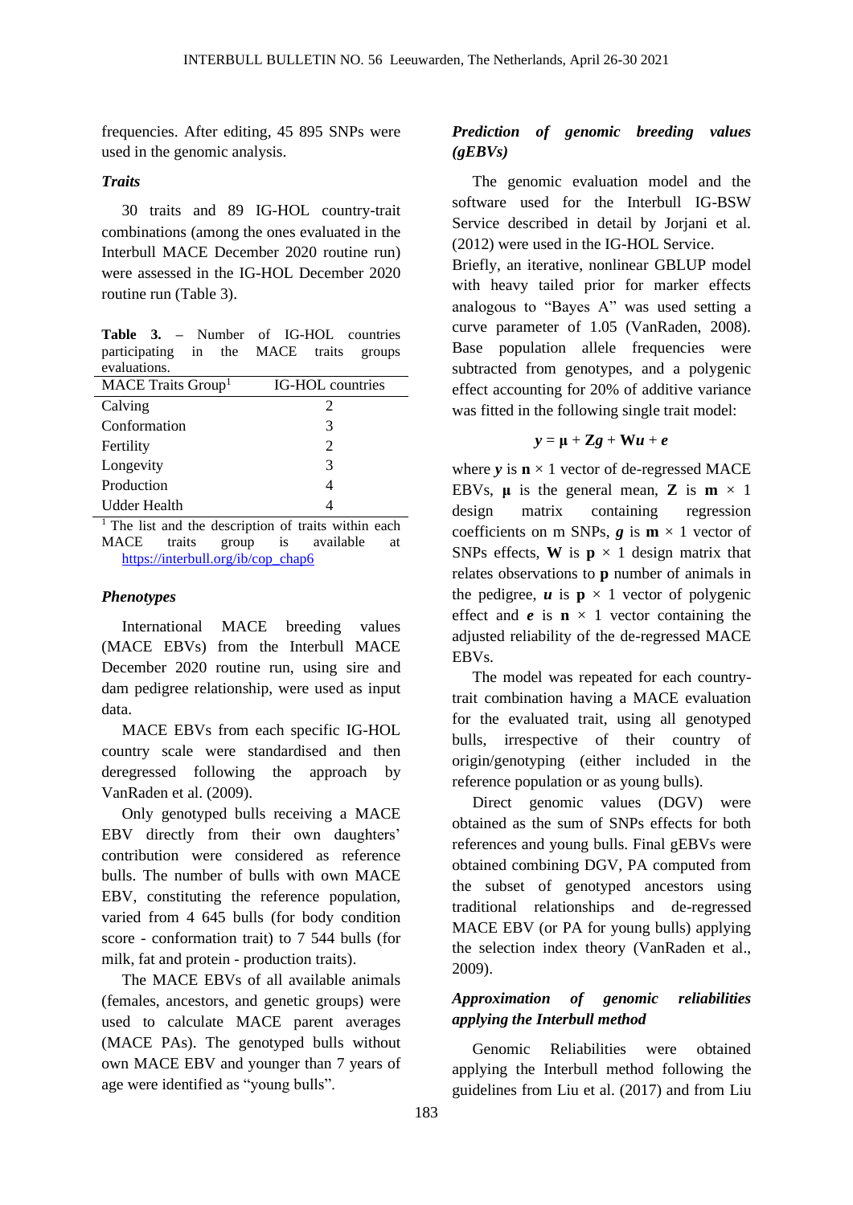frequencies. After editing, 45 895 SNPs were used in the genomic analysis.

### *Traits*

30 traits and 89 IG-HOL country-trait combinations (among the ones evaluated in the Interbull MACE December 2020 routine run) were assessed in the IG-HOL December 2020 routine run (Table 3).

**Table 3.** – Number of IG-HOL countries participating in the MACE traits groups evaluations.

| MACE Traits Group[1] | IG-HOL countries |
|---|---|
| Calving | 2 |
| Conformation | 3 |
| Fertility | 2 |
| Longevity | 3 |
| Production | 4 |
| Udder Health | 4 |

[1] The list and the description of traits within each MACE traits group is available at https://interbull.org/ib/cop_chap6

### *Phenotypes*

International MACE breeding values (MACE EBVs) from the Interbull MACE December 2020 routine run, using sire and dam pedigree relationship, were used as input data.

MACE EBVs from each specific IG-HOL country scale were standardised and then deregressed following the approach by VanRaden et al. (2009).

Only genotyped bulls receiving a MACE EBV directly from their own daughters' contribution were considered as reference bulls. The number of bulls with own MACE EBV, constituting the reference population, varied from 4 645 bulls (for body condition score - conformation trait) to 7 544 bulls (for milk, fat and protein - production traits).

The MACE EBVs of all available animals (females, ancestors, and genetic groups) were used to calculate MACE parent averages (MACE PAs). The genotyped bulls without own MACE EBV and younger than 7 years of age were identified as "young bulls".

### *Prediction of genomic breeding values (gEBVs)*

The genomic evaluation model and the software used for the Interbull IG-BSW Service described in detail by Jorjani et al. (2012) were used in the IG-HOL Service.

Briefly, an iterative, nonlinear GBLUP model with heavy tailed prior for marker effects analogous to "Bayes A" was used setting a curve parameter of 1.05 (VanRaden, 2008). Base population allele frequencies were subtracted from genotypes, and a polygenic effect accounting for 20% of additive variance was fitted in the following single trait model:

$$\boldsymbol{y} = \boldsymbol{\mu} + \mathbf{Z}\boldsymbol{g} + \mathbf{W}\boldsymbol{u} + \boldsymbol{e}$$

where $\boldsymbol{y}$ is $\mathbf{n} \times 1$ vector of de-regressed MACE EBVs, $\boldsymbol{\mu}$ is the general mean, $\mathbf{Z}$ is $\mathbf{m} \times 1$ design matrix containing regression coefficients on m SNPs, $\boldsymbol{g}$ is $\mathbf{m} \times 1$ vector of SNPs effects, $\mathbf{W}$ is $\mathbf{p} \times 1$ design matrix that relates observations to $\mathbf{p}$ number of animals in the pedigree, $\boldsymbol{u}$ is $\mathbf{p} \times 1$ vector of polygenic effect and $\boldsymbol{e}$ is $\mathbf{n} \times 1$ vector containing the adjusted reliability of the de-regressed MACE EBVs.

The model was repeated for each country-trait combination having a MACE evaluation for the evaluated trait, using all genotyped bulls, irrespective of their country of origin/genotyping (either included in the reference population or as young bulls).

Direct genomic values (DGV) were obtained as the sum of SNPs effects for both references and young bulls. Final gEBVs were obtained combining DGV, PA computed from the subset of genotyped ancestors using traditional relationships and de-regressed MACE EBV (or PA for young bulls) applying the selection index theory (VanRaden et al., 2009).

### *Approximation of genomic reliabilities applying the Interbull method*

Genomic Reliabilities were obtained applying the Interbull method following the guidelines from Liu et al. (2017) and from Liu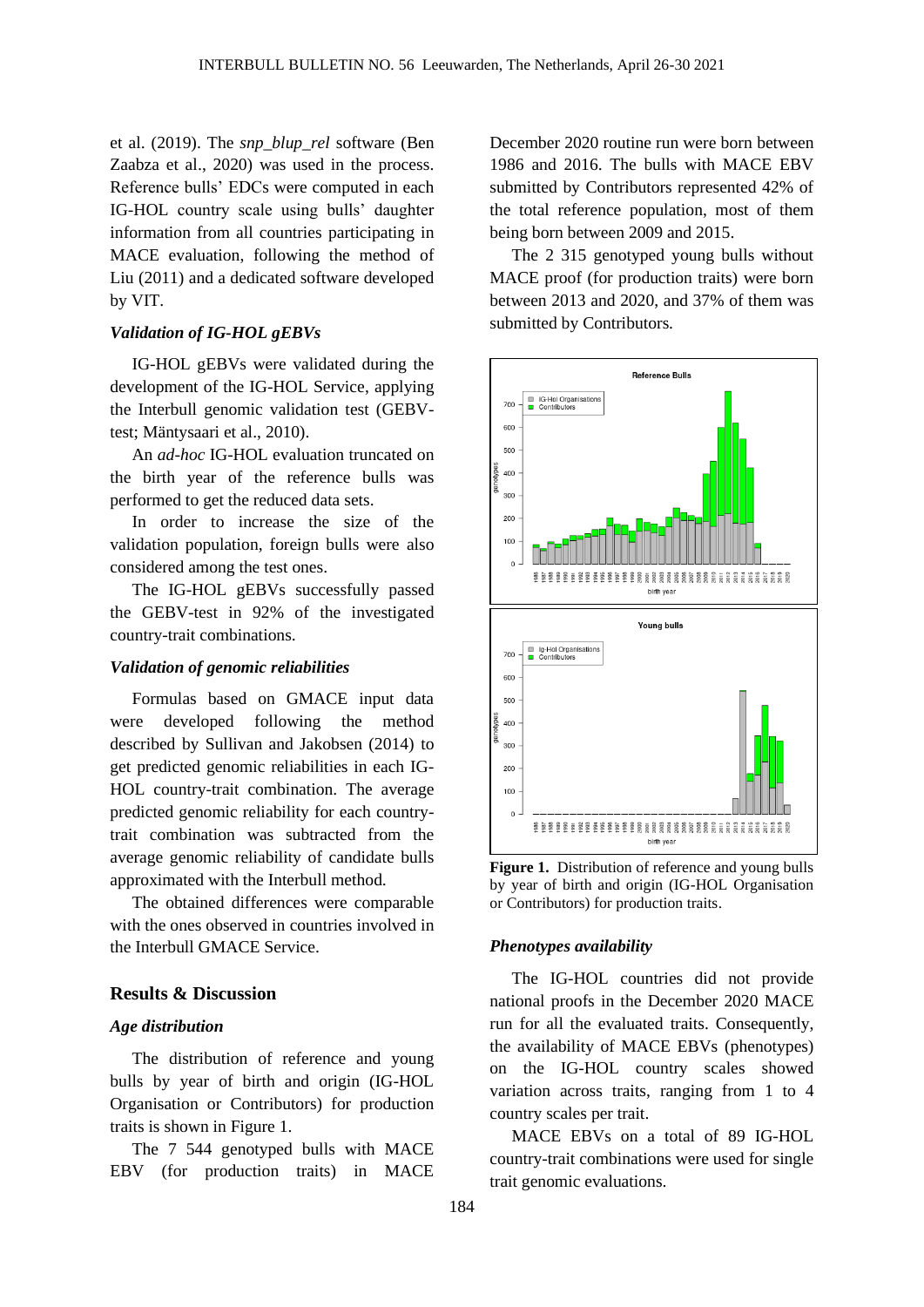et al. (2019). The *snp_blup_rel* software (Ben Zaabza et al., 2020) was used in the process. Reference bulls' EDCs were computed in each IG-HOL country scale using bulls' daughter information from all countries participating in MACE evaluation, following the method of Liu (2011) and a dedicated software developed by VIT.

### *Validation of IG-HOL gEBVs*

IG-HOL gEBVs were validated during the development of the IG-HOL Service, applying the Interbull genomic validation test (GEBV-test; Mäntysaari et al., 2010).

An *ad-hoc* IG-HOL evaluation truncated on the birth year of the reference bulls was performed to get the reduced data sets.

In order to increase the size of the validation population, foreign bulls were also considered among the test ones.

The IG-HOL gEBVs successfully passed the GEBV-test in 92% of the investigated country-trait combinations.

### *Validation of genomic reliabilities*

Formulas based on GMACE input data were developed following the method described by Sullivan and Jakobsen (2014) to get predicted genomic reliabilities in each IG-HOL country-trait combination. The average predicted genomic reliability for each country-trait combination was subtracted from the average genomic reliability of candidate bulls approximated with the Interbull method.

The obtained differences were comparable with the ones observed in countries involved in the Interbull GMACE Service.

## Results & Discussion

### *Age distribution*

The distribution of reference and young bulls by year of birth and origin (IG-HOL Organisation or Contributors) for production traits is shown in Figure 1.

The 7 544 genotyped bulls with MACE EBV (for production traits) in MACE December 2020 routine run were born between 1986 and 2016. The bulls with MACE EBV submitted by Contributors represented 42% of the total reference population, most of them being born between 2009 and 2015.

The 2 315 genotyped young bulls without MACE proof (for production traits) were born between 2013 and 2020, and 37% of them was submitted by Contributors.

**Figure 1.** Distribution of reference and young bulls by year of birth and origin (IG-HOL Organisation or Contributors) for production traits.

### *Phenotypes availability*

The IG-HOL countries did not provide national proofs in the December 2020 MACE run for all the evaluated traits. Consequently, the availability of MACE EBVs (phenotypes) on the IG-HOL country scales showed variation across traits, ranging from 1 to 4 country scales per trait.

MACE EBVs on a total of 89 IG-HOL country-trait combinations were used for single trait genomic evaluations.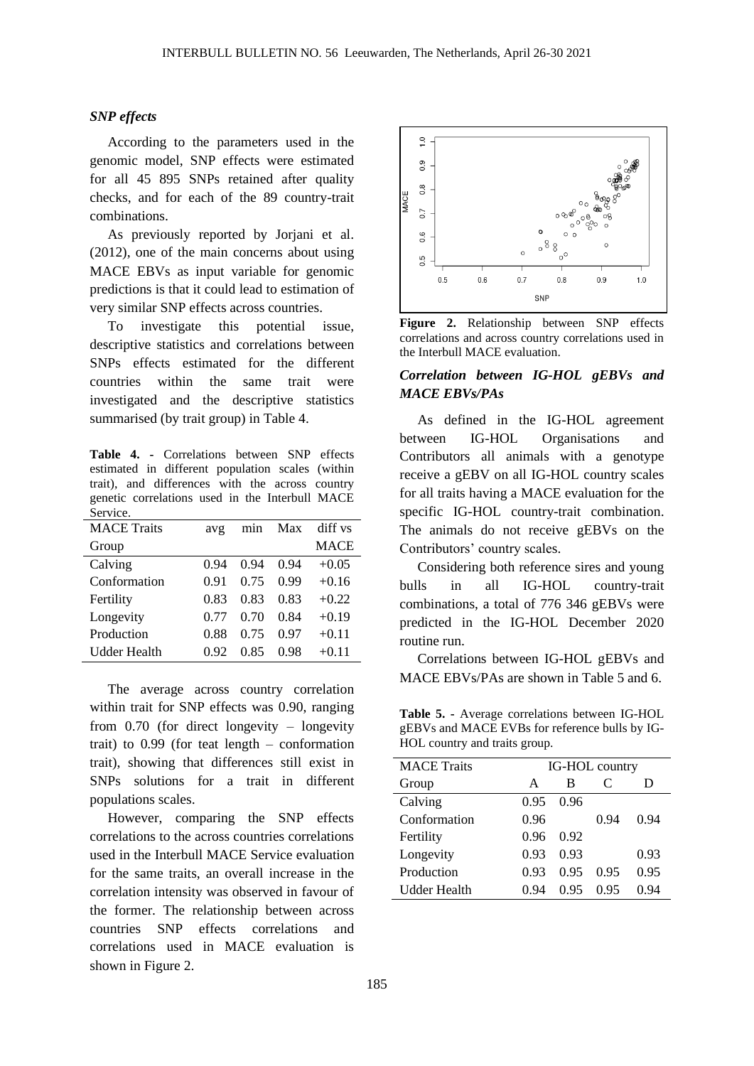### *SNP effects*

According to the parameters used in the genomic model, SNP effects were estimated for all 45 895 SNPs retained after quality checks, and for each of the 89 country-trait combinations.

As previously reported by Jorjani et al. (2012), one of the main concerns about using MACE EBVs as input variable for genomic predictions is that it could lead to estimation of very similar SNP effects across countries.

To investigate this potential issue, descriptive statistics and correlations between SNPs effects estimated for the different countries within the same trait were investigated and the descriptive statistics summarised (by trait group) in Table 4.

**Table 4.** - Correlations between SNP effects estimated in different population scales (within trait), and differences with the across country genetic correlations used in the Interbull MACE Service.

| MACE Traits Group | avg | min | Max | diff vs MACE |
|---|---|---|---|---|
| Calving | 0.94 | 0.94 | 0.94 | +0.05 |
| Conformation | 0.91 | 0.75 | 0.99 | +0.16 |
| Fertility | 0.83 | 0.83 | 0.83 | +0.22 |
| Longevity | 0.77 | 0.70 | 0.84 | +0.19 |
| Production | 0.88 | 0.75 | 0.97 | +0.11 |
| Udder Health | 0.92 | 0.85 | 0.98 | +0.11 |

The average across country correlation within trait for SNP effects was 0.90, ranging from 0.70 (for direct longevity – longevity trait) to 0.99 (for teat length – conformation trait), showing that differences still exist in SNPs solutions for a trait in different populations scales.

However, comparing the SNP effects correlations to the across countries correlations used in the Interbull MACE Service evaluation for the same traits, an overall increase in the correlation intensity was observed in favour of the former. The relationship between across countries SNP effects correlations and correlations used in MACE evaluation is shown in Figure 2.

**Figure 2.** Relationship between SNP effects correlations and across country correlations used in the Interbull MACE evaluation.

### *Correlation between IG-HOL gEBVs and MACE EBVs/PAs*

As defined in the IG-HOL agreement between IG-HOL Organisations and Contributors all animals with a genotype receive a gEBV on all IG-HOL country scales for all traits having a MACE evaluation for the specific IG-HOL country-trait combination. The animals do not receive gEBVs on the Contributors' country scales.

Considering both reference sires and young bulls in all IG-HOL country-trait combinations, a total of 776 346 gEBVs were predicted in the IG-HOL December 2020 routine run.

Correlations between IG-HOL gEBVs and MACE EBVs/PAs are shown in Table 5 and 6.

**Table 5.** - Average correlations between IG-HOL gEBVs and MACE EVBs for reference bulls by IG-HOL country and traits group.

| MACE Traits | IG-HOL country | | | |
|---|---|---|---|---|
| Group | A | B | C | D |
| Calving | 0.95 | 0.96 | | |
| Conformation | 0.96 | | 0.94 | 0.94 |
| Fertility | 0.96 | 0.92 | | |
| Longevity | 0.93 | 0.93 | | 0.93 |
| Production | 0.93 | 0.95 | 0.95 | 0.95 |
| Udder Health | 0.94 | 0.95 | 0.95 | 0.94 |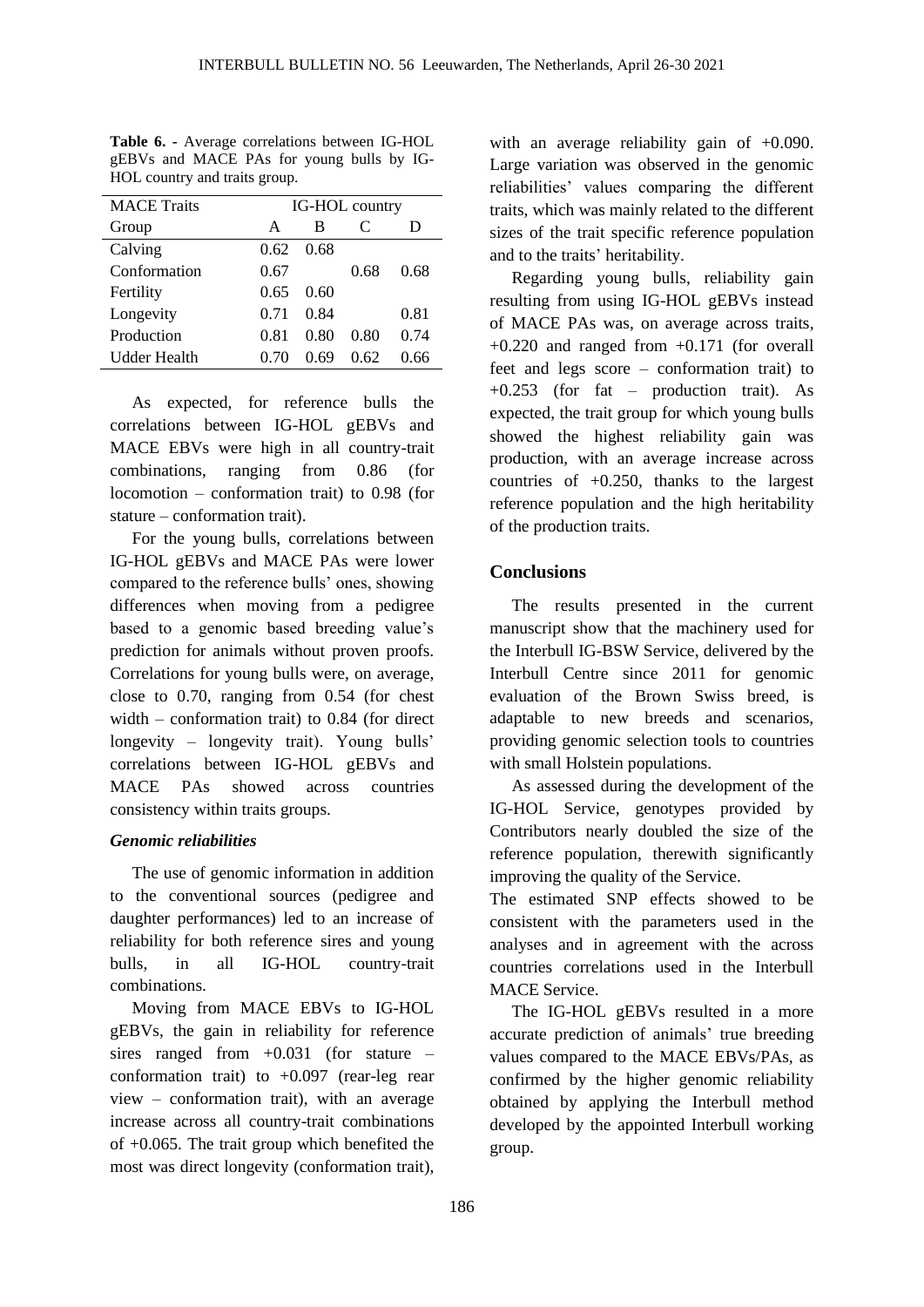**Table 6.** - Average correlations between IG-HOL gEBVs and MACE PAs for young bulls by IG-HOL country and traits group.

| MACE Traits Group | IG-HOL country A | B | C | D |
|---|---|---|---|---|
| Calving | 0.62 | 0.68 | | |
| Conformation | 0.67 | | 0.68 | 0.68 |
| Fertility | 0.65 | 0.60 | | |
| Longevity | 0.71 | 0.84 | | 0.81 |
| Production | 0.81 | 0.80 | 0.80 | 0.74 |
| Udder Health | 0.70 | 0.69 | 0.62 | 0.66 |

As expected, for reference bulls the correlations between IG-HOL gEBVs and MACE EBVs were high in all country-trait combinations, ranging from 0.86 (for locomotion – conformation trait) to 0.98 (for stature – conformation trait).

For the young bulls, correlations between IG-HOL gEBVs and MACE PAs were lower compared to the reference bulls' ones, showing differences when moving from a pedigree based to a genomic based breeding value's prediction for animals without proven proofs. Correlations for young bulls were, on average, close to 0.70, ranging from 0.54 (for chest width – conformation trait) to 0.84 (for direct longevity – longevity trait). Young bulls' correlations between IG-HOL gEBVs and MACE PAs showed across countries consistency within traits groups.

### *Genomic reliabilities*

The use of genomic information in addition to the conventional sources (pedigree and daughter performances) led to an increase of reliability for both reference sires and young bulls, in all IG-HOL country-trait combinations.

Moving from MACE EBVs to IG-HOL gEBVs, the gain in reliability for reference sires ranged from +0.031 (for stature – conformation trait) to +0.097 (rear-leg rear view – conformation trait), with an average increase across all country-trait combinations of +0.065. The trait group which benefited the most was direct longevity (conformation trait), with an average reliability gain of +0.090. Large variation was observed in the genomic reliabilities' values comparing the different traits, which was mainly related to the different sizes of the trait specific reference population and to the traits' heritability.

Regarding young bulls, reliability gain resulting from using IG-HOL gEBVs instead of MACE PAs was, on average across traits, +0.220 and ranged from +0.171 (for overall feet and legs score – conformation trait) to +0.253 (for fat – production trait). As expected, the trait group for which young bulls showed the highest reliability gain was production, with an average increase across countries of +0.250, thanks to the largest reference population and the high heritability of the production traits.

## Conclusions

The results presented in the current manuscript show that the machinery used for the Interbull IG-BSW Service, delivered by the Interbull Centre since 2011 for genomic evaluation of the Brown Swiss breed, is adaptable to new breeds and scenarios, providing genomic selection tools to countries with small Holstein populations.

As assessed during the development of the IG-HOL Service, genotypes provided by Contributors nearly doubled the size of the reference population, therewith significantly improving the quality of the Service.

The estimated SNP effects showed to be consistent with the parameters used in the analyses and in agreement with the across countries correlations used in the Interbull MACE Service.

The IG-HOL gEBVs resulted in a more accurate prediction of animals' true breeding values compared to the MACE EBVs/PAs, as confirmed by the higher genomic reliability obtained by applying the Interbull method developed by the appointed Interbull working group.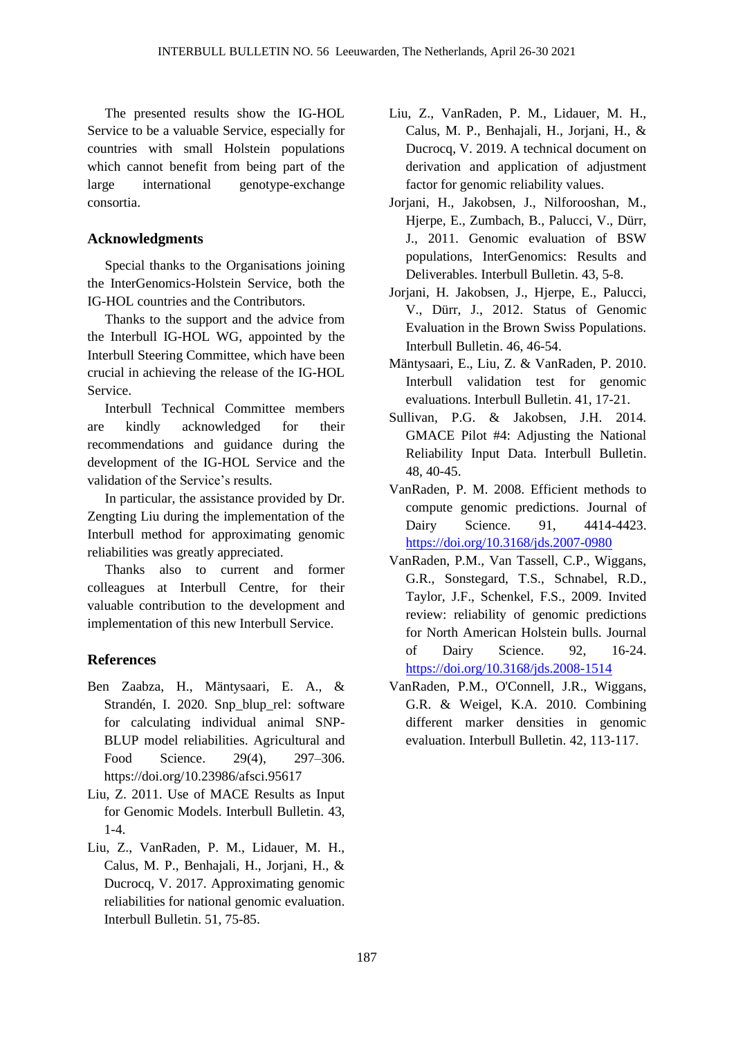The presented results show the IG-HOL Service to be a valuable Service, especially for countries with small Holstein populations which cannot benefit from being part of the large international genotype-exchange consortia.

## Acknowledgments

Special thanks to the Organisations joining the InterGenomics-Holstein Service, both the IG-HOL countries and the Contributors.

Thanks to the support and the advice from the Interbull IG-HOL WG, appointed by the Interbull Steering Committee, which have been crucial in achieving the release of the IG-HOL Service.

Interbull Technical Committee members are kindly acknowledged for their recommendations and guidance during the development of the IG-HOL Service and the validation of the Service's results.

In particular, the assistance provided by Dr. Zengting Liu during the implementation of the Interbull method for approximating genomic reliabilities was greatly appreciated.

Thanks also to current and former colleagues at Interbull Centre, for their valuable contribution to the development and implementation of this new Interbull Service.

## References

Ben Zaabza, H., Mäntysaari, E. A., & Strandén, I. 2020. Snp_blup_rel: software for calculating individual animal SNP-BLUP model reliabilities. Agricultural and Food Science. 29(4), 297–306. https://doi.org/10.23986/afsci.95617

Liu, Z. 2011. Use of MACE Results as Input for Genomic Models. Interbull Bulletin. 43, 1-4.

Liu, Z., VanRaden, P. M., Lidauer, M. H., Calus, M. P., Benhajali, H., Jorjani, H., & Ducrocq, V. 2017. Approximating genomic reliabilities for national genomic evaluation. Interbull Bulletin. 51, 75-85.

Liu, Z., VanRaden, P. M., Lidauer, M. H., Calus, M. P., Benhajali, H., Jorjani, H., & Ducrocq, V. 2019. A technical document on derivation and application of adjustment factor for genomic reliability values.

Jorjani, H., Jakobsen, J., Nilforooshan, M., Hjerpe, E., Zumbach, B., Palucci, V., Dürr, J., 2011. Genomic evaluation of BSW populations, InterGenomics: Results and Deliverables. Interbull Bulletin. 43, 5-8.

Jorjani, H. Jakobsen, J., Hjerpe, E., Palucci, V., Dürr, J., 2012. Status of Genomic Evaluation in the Brown Swiss Populations. Interbull Bulletin. 46, 46-54.

Mäntysaari, E., Liu, Z. & VanRaden, P. 2010. Interbull validation test for genomic evaluations. Interbull Bulletin. 41, 17-21.

Sullivan, P.G. & Jakobsen, J.H. 2014. GMACE Pilot #4: Adjusting the National Reliability Input Data. Interbull Bulletin. 48, 40-45.

VanRaden, P. M. 2008. Efficient methods to compute genomic predictions. Journal of Dairy Science. 91, 4414-4423. https://doi.org/10.3168/jds.2007-0980

VanRaden, P.M., Van Tassell, C.P., Wiggans, G.R., Sonstegard, T.S., Schnabel, R.D., Taylor, J.F., Schenkel, F.S., 2009. Invited review: reliability of genomic predictions for North American Holstein bulls. Journal of Dairy Science. 92, 16-24. https://doi.org/10.3168/jds.2008-1514

VanRaden, P.M., O'Connell, J.R., Wiggans, G.R. & Weigel, K.A. 2010. Combining different marker densities in genomic evaluation. Interbull Bulletin. 42, 113-117.